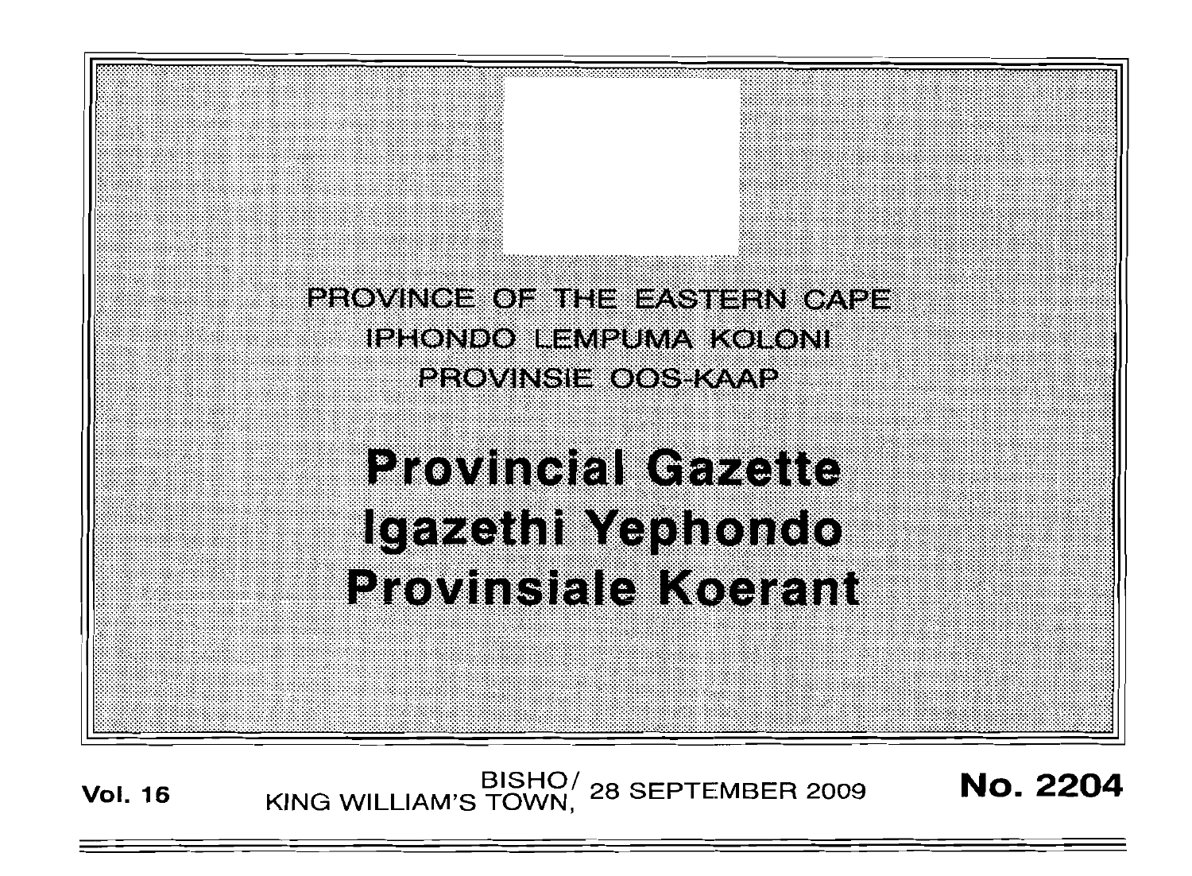PROVINCE OF THE EASTERN CAPE
IPHONDO LEMPUMA KOLONI
PROVINSIE OOS-KAAP

# Provincial Gazette
# Igazethi Yephondo
# Provinsiale Koerant

**Vol. 16** BISHO/ KING WILLIAM'S TOWN, 28 SEPTEMBER 2009 **No. 2204**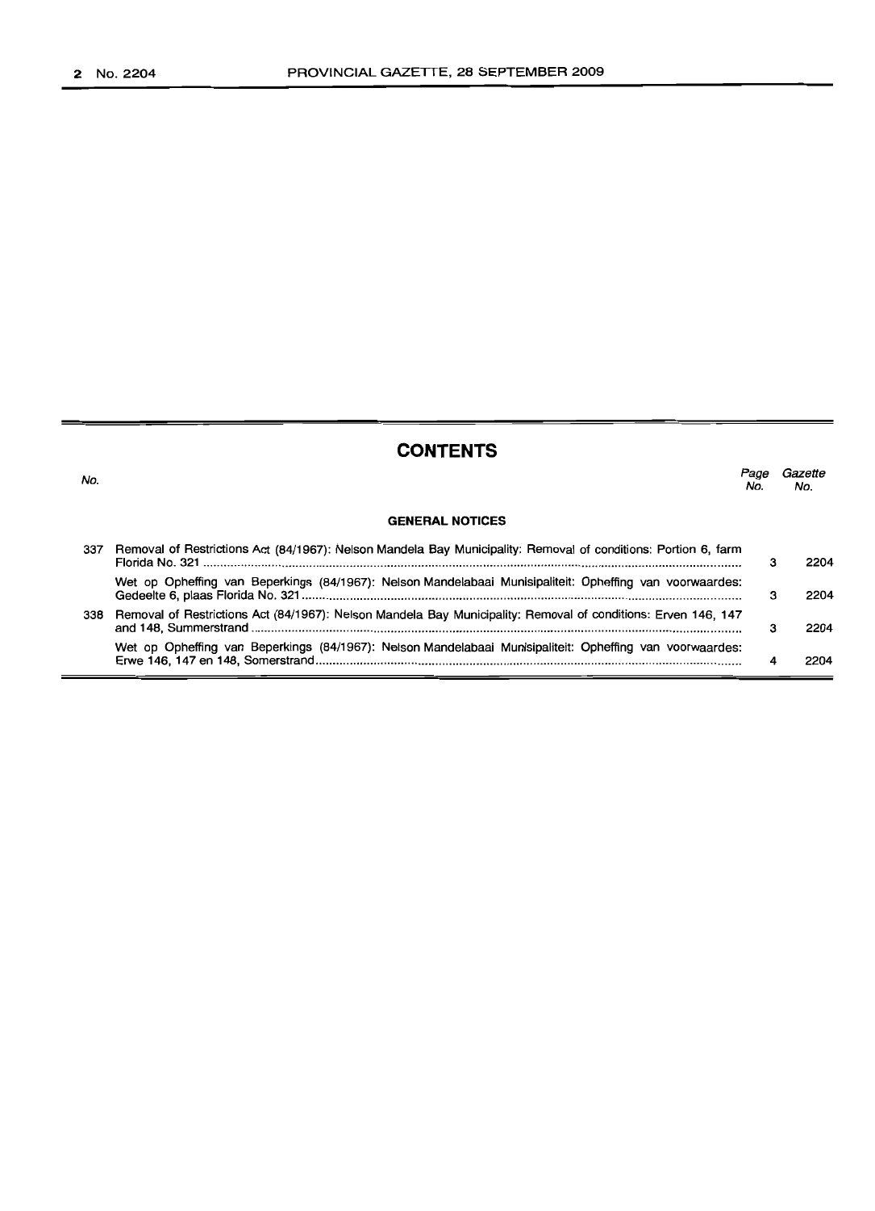# CONTENTS

| No. | | Page No. | Gazette No. |
|---|---|---|---|
| | **GENERAL NOTICES** | | |
| 337 | Removal of Restrictions Act (84/1967): Nelson Mandela Bay Municipality: Removal of conditions: Portion 6, farm Florida No. 321 | 3 | 2204 |
| | Wet op Opheffing van Beperkings (84/1967): Nelson Mandelabaai Munisipaliteit: Opheffing van voorwaardes: Gedeelte 6, plaas Florida No. 321 | 3 | 2204 |
| 338 | Removal of Restrictions Act (84/1967): Nelson Mandela Bay Municipality: Removal of conditions: Erven 146, 147 and 148, Summerstrand | 3 | 2204 |
| | Wet op Opheffing van Beperkings (84/1967): Nelson Mandelabaai Munisipaliteit: Opheffing van voorwaardes: Erwe 146, 147 en 148, Somerstrand | 4 | 2204 |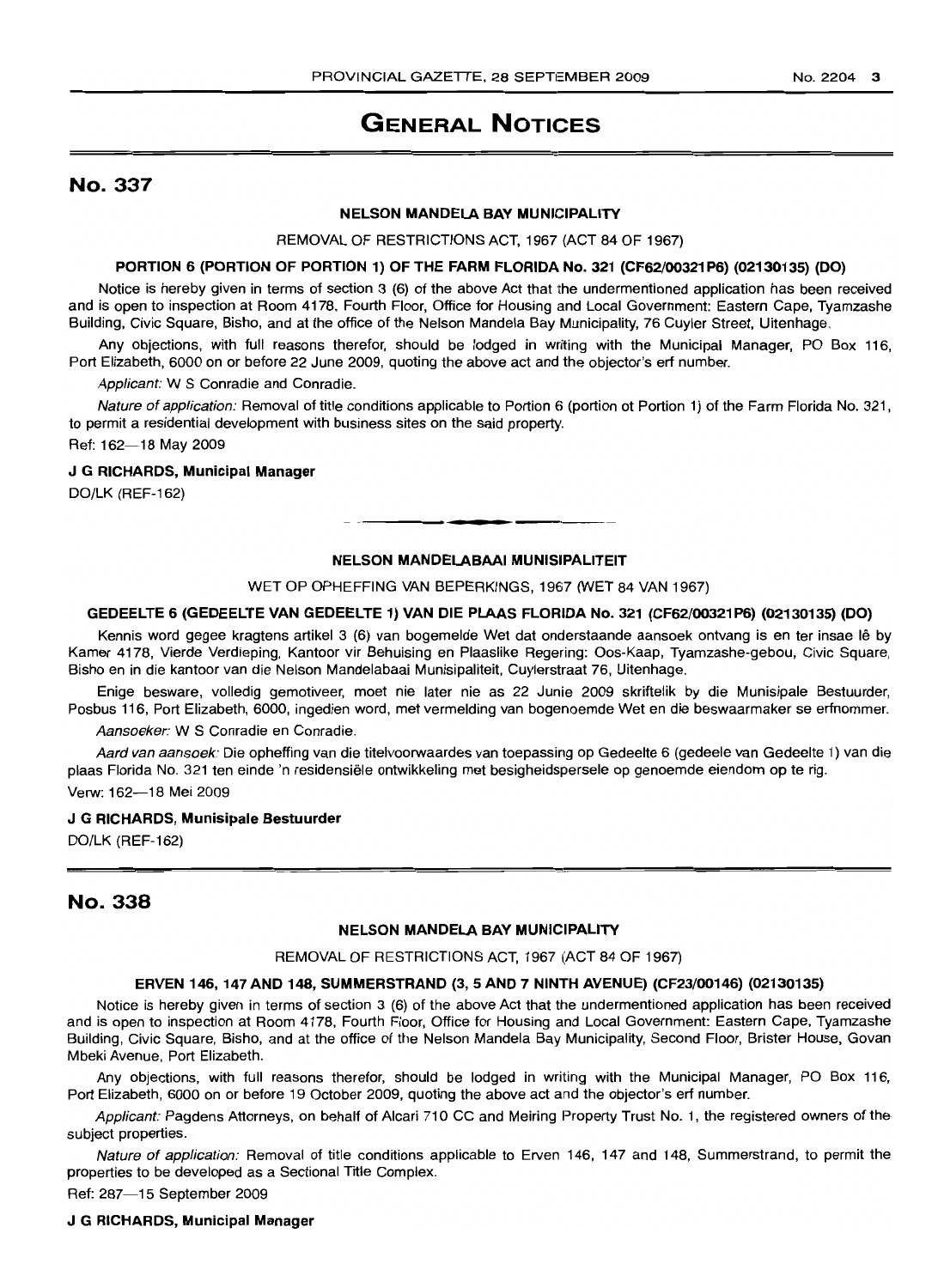# GENERAL NOTICES

## No. 337

**NELSON MANDELA BAY MUNICIPALITY**

REMOVAL OF RESTRICTIONS ACT, 1967 (ACT 84 OF 1967)

**PORTION 6 (PORTION OF PORTION 1) OF THE FARM FLORIDA No. 321 (CF62/00321P6) (02130135) (DO)**

Notice is hereby given in terms of section 3 (6) of the above Act that the undermentioned application has been received and is open to inspection at Room 4178, Fourth Floor, Office for Housing and Local Government: Eastern Cape, Tyamzashe Building, Civic Square, Bisho, and at the office of the Nelson Mandela Bay Municipality, 76 Cuyler Street, Uitenhage.

Any objections, with full reasons therefor, should be lodged in writing with the Municipal Manager, PO Box 116, Port Elizabeth, 6000 on or before 22 June 2009, quoting the above act and the objector's erf number.

*Applicant:* W S Conradie and Conradie.

*Nature of application:* Removal of title conditions applicable to Portion 6 (portion ot Portion 1) of the Farm Florida No. 321, to permit a residential development with business sites on the said property.

Ref: 162—18 May 2009

**J G RICHARDS, Municipal Manager**

DO/LK (REF-162)

---

**NELSON MANDELABAAI MUNISIPALITEIT**

WET OP OPHEFFING VAN BEPERKINGS, 1967 (WET 84 VAN 1967)

**GEDEELTE 6 (GEDEELTE VAN GEDEELTE 1) VAN DIE PLAAS FLORIDA No. 321 (CF62/00321P6) (02130135) (DO)**

Kennis word gegee kragtens artikel 3 (6) van bogemelde Wet dat onderstaande aansoek ontvang is en ter insae lê by Kamer 4178, Vierde Verdieping, Kantoor vir Behuising en Plaaslike Regering: Oos-Kaap, Tyamzashe-gebou, Civic Square, Bisho en in die kantoor van die Nelson Mandelabaai Munisipaliteit, Cuylerstraat 76, Uitenhage.

Enige besware, volledig gemotiveer, moet nie later nie as 22 Junie 2009 skriftelik by die Munisipale Bestuurder, Posbus 116, Port Elizabeth, 6000, ingedien word, met vermelding van bogenoemde Wet en die beswaarmaker se erfnommer.

*Aansoeker:* W S Conradie en Conradie.

*Aard van aansoek:* Die opheffing van die titelvoorwaardes van toepassing op Gedeelte 6 (gedeele van Gedeelte 1) van die plaas Florida No. 321 ten einde 'n residensiële ontwikkeling met besigheidspersele op genoemde eiendom op te rig.

Verw: 162—18 Mei 2009

**J G RICHARDS, Munisipale Bestuurder**

DO/LK (REF-162)

---

## No. 338

**NELSON MANDELA BAY MUNICIPALITY**

REMOVAL OF RESTRICTIONS ACT, 1967 (ACT 84 OF 1967)

**ERVEN 146, 147 AND 148, SUMMERSTRAND (3, 5 AND 7 NINTH AVENUE) (CF23/00146) (02130135)**

Notice is hereby given in terms of section 3 (6) of the above Act that the undermentioned application has been received and is open to inspection at Room 4178, Fourth Floor, Office for Housing and Local Government: Eastern Cape, Tyamzashe Building, Civic Square, Bisho, and at the office of the Nelson Mandela Bay Municipality, Second Floor, Brister House, Govan Mbeki Avenue, Port Elizabeth.

Any objections, with full reasons therefor, should be lodged in writing with the Municipal Manager, PO Box 116, Port Elizabeth, 6000 on or before 19 October 2009, quoting the above act and the objector's erf number.

*Applicant:* Pagdens Attorneys, on behalf of Alcari 710 CC and Meiring Property Trust No. 1, the registered owners of the subject properties.

*Nature of application:* Removal of title conditions applicable to Erven 146, 147 and 148, Summerstrand, to permit the properties to be developed as a Sectional Title Complex.

Ref: 287—15 September 2009

**J G RICHARDS, Municipal Manager**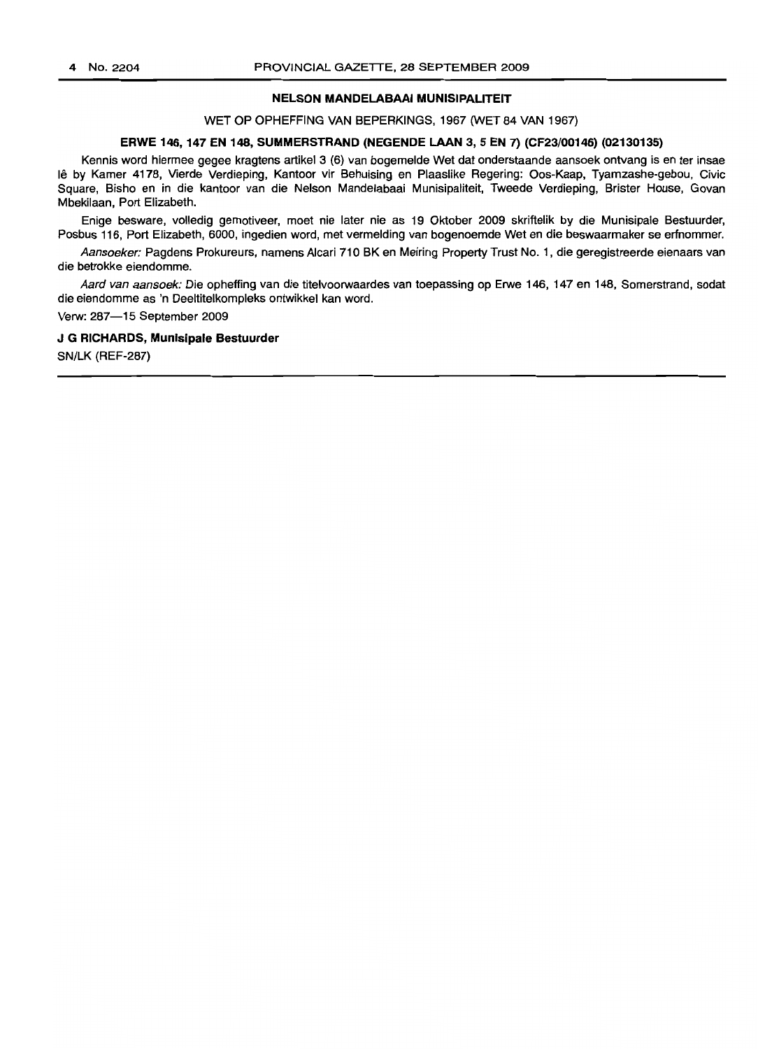## NELSON MANDELABAAI MUNISIPALITEIT

WET OP OPHEFFING VAN BEPERKINGS, 1967 (WET 84 VAN 1967)

### ERWE 146, 147 EN 148, SUMMERSTRAND (NEGENDE LAAN 3, 5 EN 7) (CF23/00146) (02130135)

Kennis word hiermee gegee kragtens artikel 3 (6) van bogemelde Wet dat onderstaande aansoek ontvang is en ter insae lê by Kamer 4178, Vierde Verdieping, Kantoor vir Behuising en Plaaslike Regering: Oos-Kaap, Tyamzashe-gebou, Civic Square, Bisho en in die kantoor van die Nelson Mandelabaai Munisipaliteit, Tweede Verdieping, Brister House, Govan Mbekilaan, Port Elizabeth.

Enige besware, volledig gemotiveer, moet nie later nie as 19 Oktober 2009 skriftelik by die Munisipale Bestuurder, Posbus 116, Port Elizabeth, 6000, ingedien word, met vermelding van bogenoemde Wet en die beswaarmaker se erfnommer.

*Aansoeker:* Pagdens Prokureurs, namens Alcari 710 BK en Meiring Property Trust No. 1, die geregistreerde eienaars van die betrokke eiendomme.

*Aard van aansoek:* Die opheffing van die titelvoorwaardes van toepassing op Erwe 146, 147 en 148, Somerstrand, sodat die eiendomme as 'n Deeltitelkompleks ontwikkel kan word.

Verw: 287—15 September 2009

**J G RICHARDS, Munisipale Bestuurder**

SN/LK (REF-287)